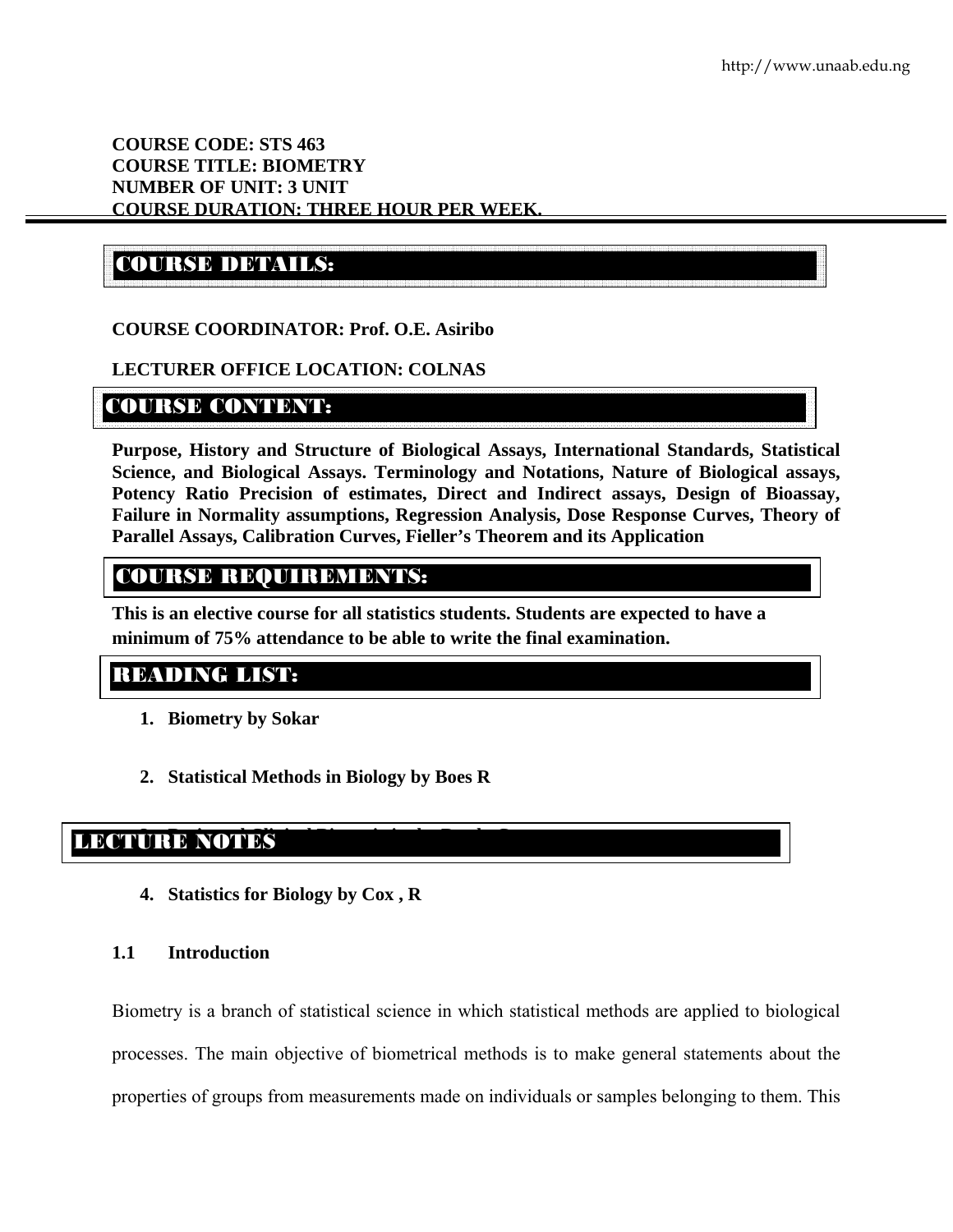**COURSE CODE: STS 463**
**COURSE TITLE: BIOMETRY**
**NUMBER OF UNIT: 3 UNIT**
**COURSE DURATION: THREE HOUR PER WEEK.**

## COURSE DETAILS:

**COURSE COORDINATOR: Prof. O.E. Asiribo**

**LECTURER OFFICE LOCATION: COLNAS**

## COURSE CONTENT:

**Purpose, History and Structure of Biological Assays, International Standards, Statistical Science, and Biological Assays. Terminology and Notations, Nature of Biological assays, Potency Ratio Precision of estimates, Direct and Indirect assays, Design of Bioassay, Failure in Normality assumptions, Regression Analysis, Dose Response Curves, Theory of Parallel Assays, Calibration Curves, Fieller's Theorem and its Application**

## COURSE REQUIREMENTS:

**This is an elective course for all statistics students. Students are expected to have a minimum of 75% attendance to be able to write the final examination.**

## READING LIST:

1. **Biometry by Sokar**
2. **Statistical Methods in Biology by Boes R**

## LECTURE NOTES

4. **Statistics for Biology by Cox , R**

### 1.1 Introduction

Biometry is a branch of statistical science in which statistical methods are applied to biological processes. The main objective of biometrical methods is to make general statements about the properties of groups from measurements made on individuals or samples belonging to them. This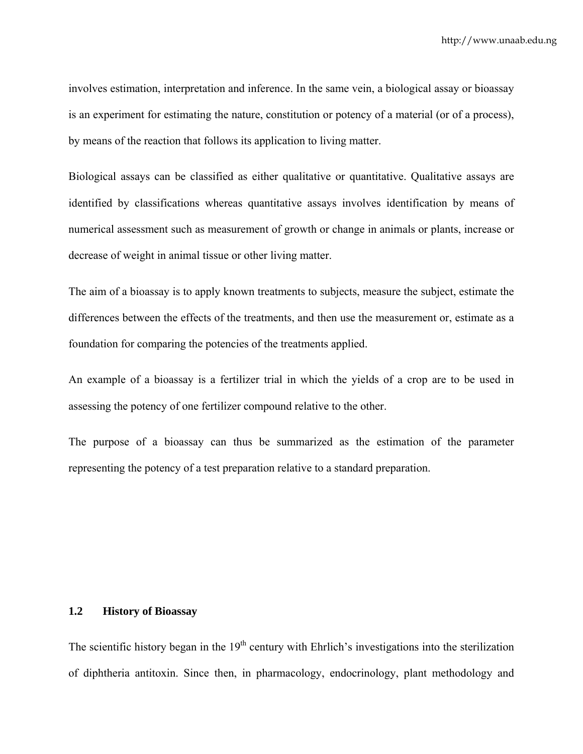involves estimation, interpretation and inference. In the same vein, a biological assay or bioassay is an experiment for estimating the nature, constitution or potency of a material (or of a process), by means of the reaction that follows its application to living matter.

Biological assays can be classified as either qualitative or quantitative. Qualitative assays are identified by classifications whereas quantitative assays involves identification by means of numerical assessment such as measurement of growth or change in animals or plants, increase or decrease of weight in animal tissue or other living matter.

The aim of a bioassay is to apply known treatments to subjects, measure the subject, estimate the differences between the effects of the treatments, and then use the measurement or, estimate as a foundation for comparing the potencies of the treatments applied.

An example of a bioassay is a fertilizer trial in which the yields of a crop are to be used in assessing the potency of one fertilizer compound relative to the other.

The purpose of a bioassay can thus be summarized as the estimation of the parameter representing the potency of a test preparation relative to a standard preparation.

## 1.2 History of Bioassay

The scientific history began in the $19^{th}$ century with Ehrlich's investigations into the sterilization of diphtheria antitoxin. Since then, in pharmacology, endocrinology, plant methodology and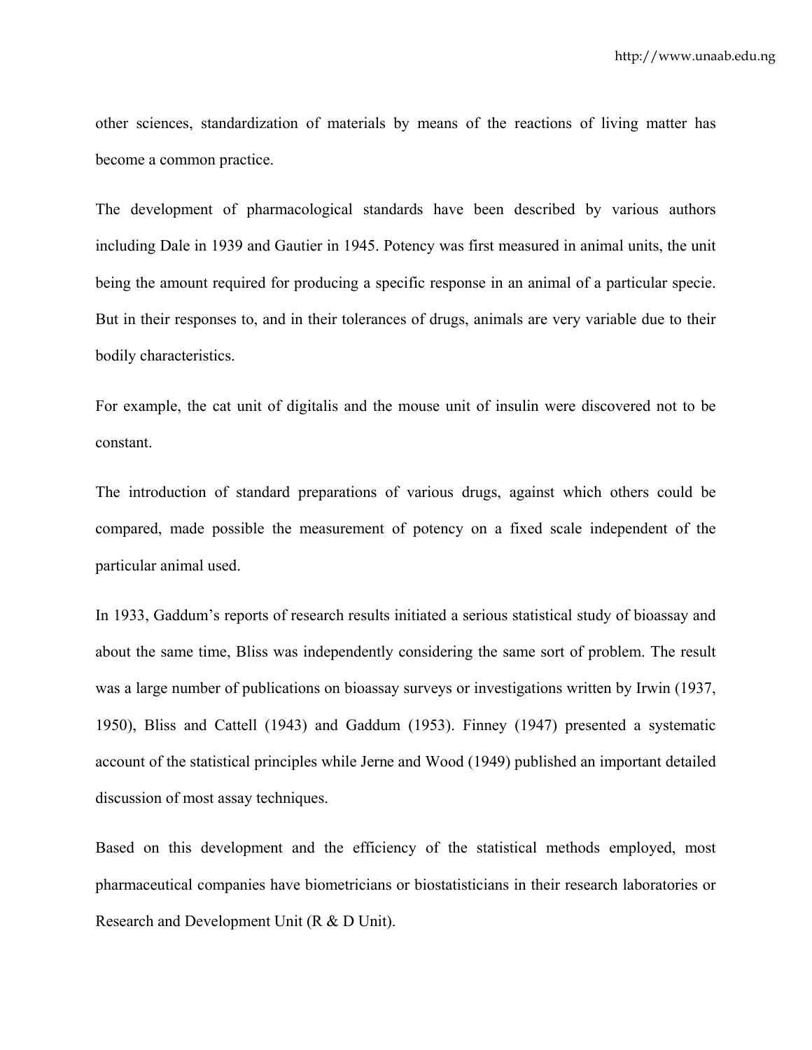other sciences, standardization of materials by means of the reactions of living matter has become a common practice.

The development of pharmacological standards have been described by various authors including Dale in 1939 and Gautier in 1945. Potency was first measured in animal units, the unit being the amount required for producing a specific response in an animal of a particular specie. But in their responses to, and in their tolerances of drugs, animals are very variable due to their bodily characteristics.

For example, the cat unit of digitalis and the mouse unit of insulin were discovered not to be constant.

The introduction of standard preparations of various drugs, against which others could be compared, made possible the measurement of potency on a fixed scale independent of the particular animal used.

In 1933, Gaddum's reports of research results initiated a serious statistical study of bioassay and about the same time, Bliss was independently considering the same sort of problem. The result was a large number of publications on bioassay surveys or investigations written by Irwin (1937, 1950), Bliss and Cattell (1943) and Gaddum (1953). Finney (1947) presented a systematic account of the statistical principles while Jerne and Wood (1949) published an important detailed discussion of most assay techniques.

Based on this development and the efficiency of the statistical methods employed, most pharmaceutical companies have biometricians or biostatisticians in their research laboratories or Research and Development Unit (R & D Unit).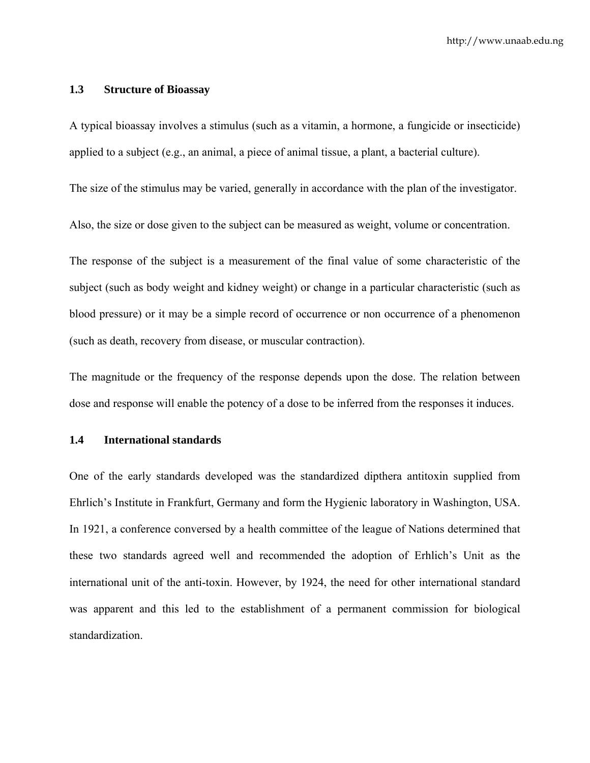### 1.3 Structure of Bioassay

A typical bioassay involves a stimulus (such as a vitamin, a hormone, a fungicide or insecticide) applied to a subject (e.g., an animal, a piece of animal tissue, a plant, a bacterial culture).

The size of the stimulus may be varied, generally in accordance with the plan of the investigator.

Also, the size or dose given to the subject can be measured as weight, volume or concentration.

The response of the subject is a measurement of the final value of some characteristic of the subject (such as body weight and kidney weight) or change in a particular characteristic (such as blood pressure) or it may be a simple record of occurrence or non occurrence of a phenomenon (such as death, recovery from disease, or muscular contraction).

The magnitude or the frequency of the response depends upon the dose. The relation between dose and response will enable the potency of a dose to be inferred from the responses it induces.

### 1.4 International standards

One of the early standards developed was the standardized dipthera antitoxin supplied from Ehrlich's Institute in Frankfurt, Germany and form the Hygienic laboratory in Washington, USA. In 1921, a conference conversed by a health committee of the league of Nations determined that these two standards agreed well and recommended the adoption of Erhlich's Unit as the international unit of the anti-toxin. However, by 1924, the need for other international standard was apparent and this led to the establishment of a permanent commission for biological standardization.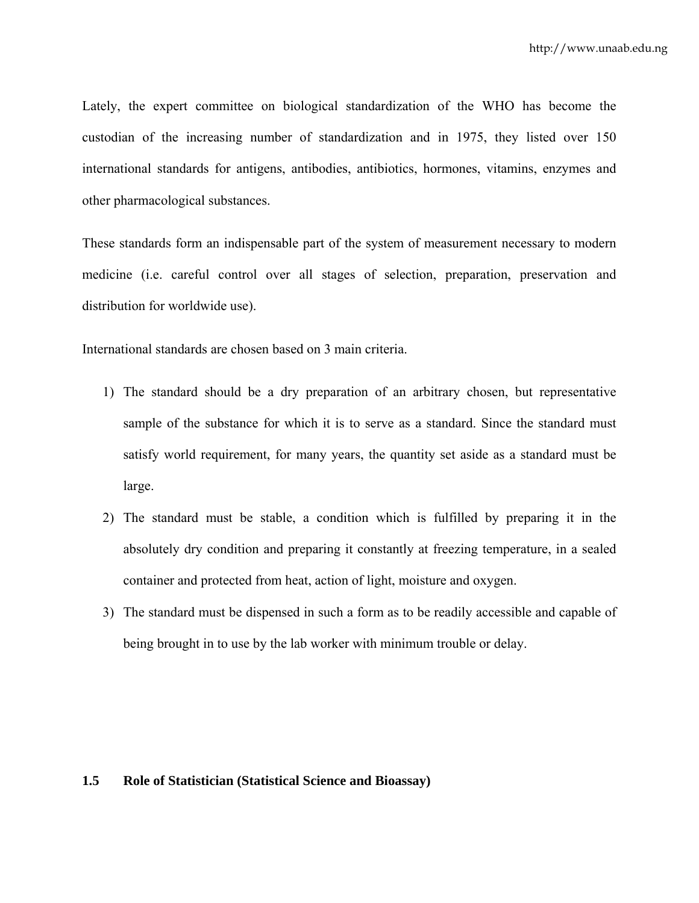Lately, the expert committee on biological standardization of the WHO has become the custodian of the increasing number of standardization and in 1975, they listed over 150 international standards for antigens, antibodies, antibiotics, hormones, vitamins, enzymes and other pharmacological substances.

These standards form an indispensable part of the system of measurement necessary to modern medicine (i.e. careful control over all stages of selection, preparation, preservation and distribution for worldwide use).

International standards are chosen based on 3 main criteria.

1) The standard should be a dry preparation of an arbitrary chosen, but representative sample of the substance for which it is to serve as a standard. Since the standard must satisfy world requirement, for many years, the quantity set aside as a standard must be large.
2) The standard must be stable, a condition which is fulfilled by preparing it in the absolutely dry condition and preparing it constantly at freezing temperature, in a sealed container and protected from heat, action of light, moisture and oxygen.
3) The standard must be dispensed in such a form as to be readily accessible and capable of being brought in to use by the lab worker with minimum trouble or delay.

### 1.5 Role of Statistician (Statistical Science and Bioassay)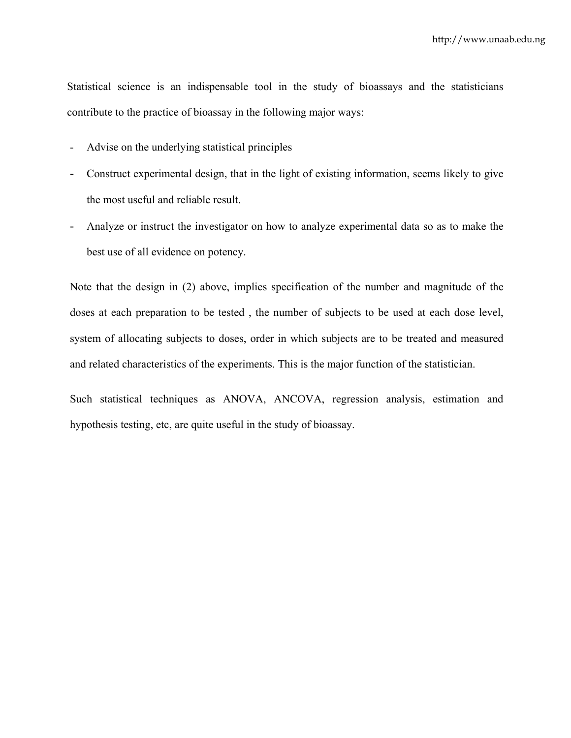Statistical science is an indispensable tool in the study of bioassays and the statisticians contribute to the practice of bioassay in the following major ways:

- Advise on the underlying statistical principles
- Construct experimental design, that in the light of existing information, seems likely to give the most useful and reliable result.
- Analyze or instruct the investigator on how to analyze experimental data so as to make the best use of all evidence on potency.

Note that the design in (2) above, implies specification of the number and magnitude of the doses at each preparation to be tested , the number of subjects to be used at each dose level, system of allocating subjects to doses, order in which subjects are to be treated and measured and related characteristics of the experiments. This is the major function of the statistician.

Such statistical techniques as ANOVA, ANCOVA, regression analysis, estimation and hypothesis testing, etc, are quite useful in the study of bioassay.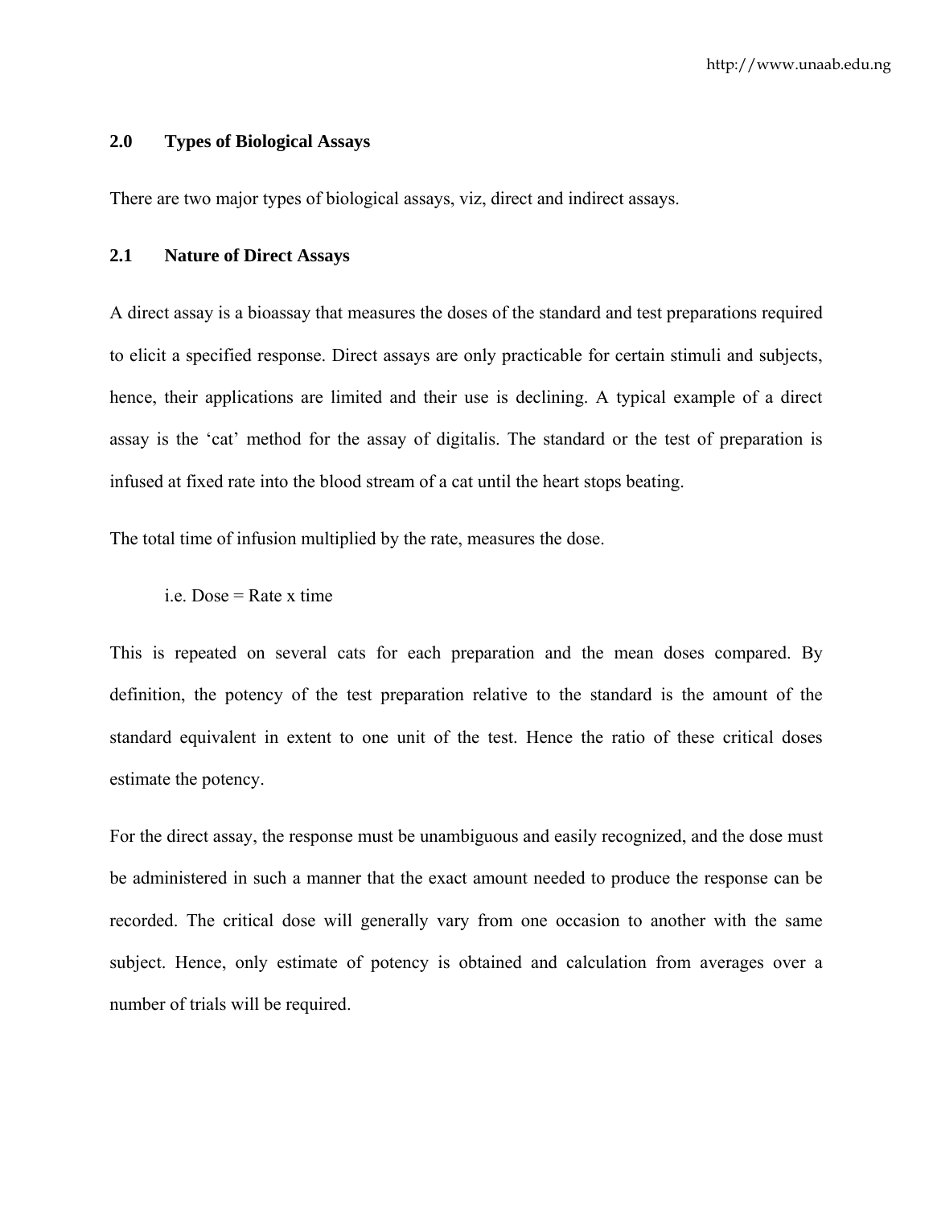## 2.0 Types of Biological Assays

There are two major types of biological assays, viz, direct and indirect assays.

### 2.1 Nature of Direct Assays

A direct assay is a bioassay that measures the doses of the standard and test preparations required to elicit a specified response. Direct assays are only practicable for certain stimuli and subjects, hence, their applications are limited and their use is declining. A typical example of a direct assay is the 'cat' method for the assay of digitalis. The standard or the test of preparation is infused at fixed rate into the blood stream of a cat until the heart stops beating.

The total time of infusion multiplied by the rate, measures the dose.

i.e. Dose = Rate x time

This is repeated on several cats for each preparation and the mean doses compared. By definition, the potency of the test preparation relative to the standard is the amount of the standard equivalent in extent to one unit of the test. Hence the ratio of these critical doses estimate the potency.

For the direct assay, the response must be unambiguous and easily recognized, and the dose must be administered in such a manner that the exact amount needed to produce the response can be recorded. The critical dose will generally vary from one occasion to another with the same subject. Hence, only estimate of potency is obtained and calculation from averages over a number of trials will be required.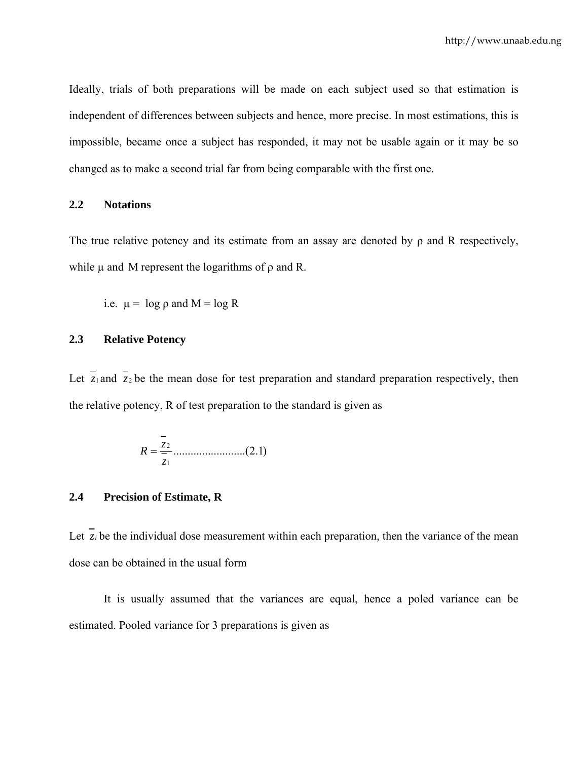Ideally, trials of both preparations will be made on each subject used so that estimation is independent of differences between subjects and hence, more precise. In most estimations, this is impossible, became once a subject has responded, it may not be usable again or it may be so changed as to make a second trial far from being comparable with the first one.

## 2.2 Notations

The true relative potency and its estimate from an assay are denoted by ρ and R respectively, while μ and M represent the logarithms of ρ and R.

i.e. $\mu = \log \rho$ and $M = \log R$

## 2.3 Relative Potency

Let $\bar{z}_1$ and $\bar{z}_2$ be the mean dose for test preparation and standard preparation respectively, then the relative potency, R of test preparation to the standard is given as

$$R = \frac{\bar{z}_2}{\bar{z}_1} \quad \text{.........................(2.1)}$$

## 2.4 Precision of Estimate, R

Let $\bar{z}_i$ be the individual dose measurement within each preparation, then the variance of the mean dose can be obtained in the usual form

It is usually assumed that the variances are equal, hence a poled variance can be estimated. Pooled variance for 3 preparations is given as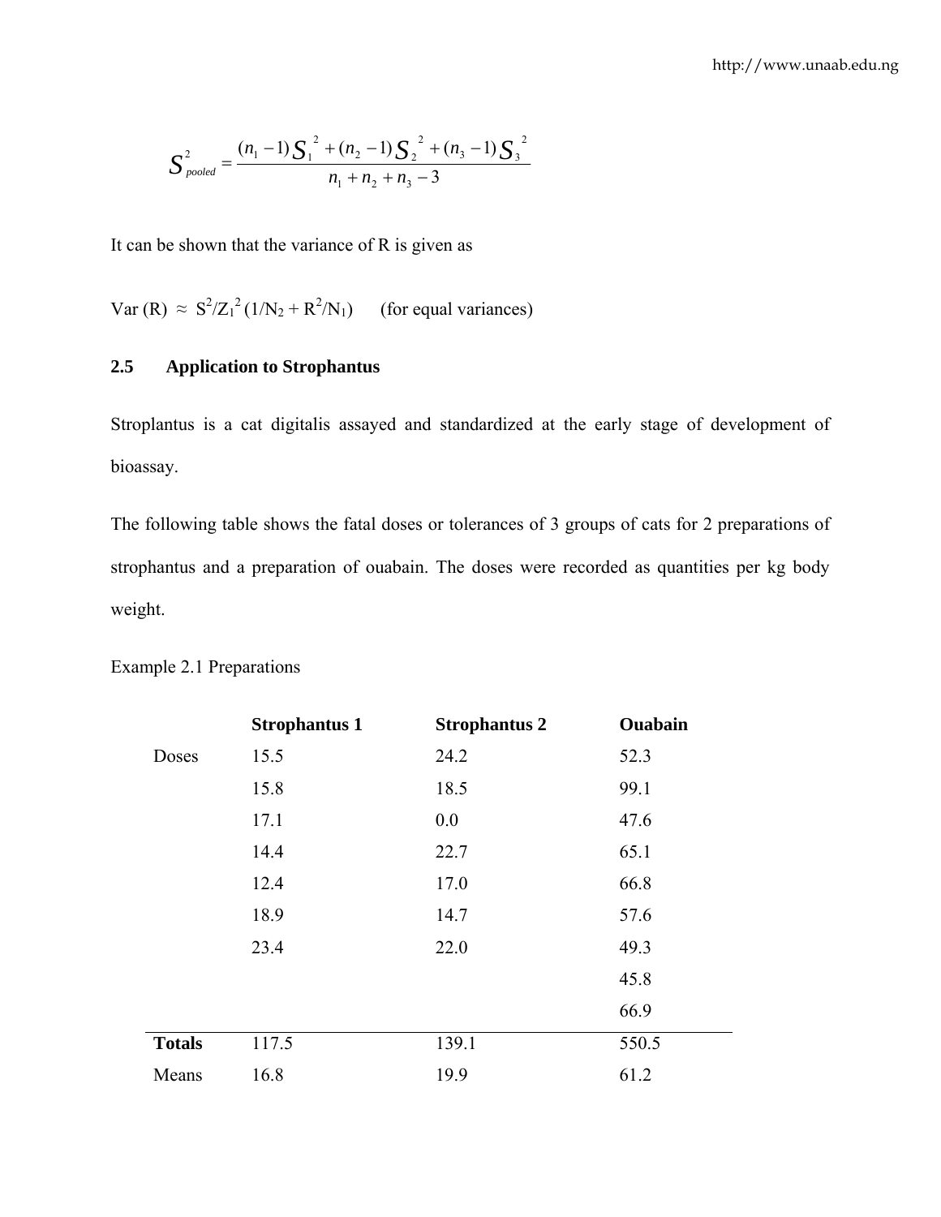$$S^2_{pooled} = \frac{(n_1 - 1)S_1^{\ 2} + (n_2 - 1)S_2^{\ 2} + (n_3 - 1)S_3^{\ 2}}{n_1 + n_2 + n_3 - 3}$$

It can be shown that the variance of R is given as

$\text{Var}(R) \approx S^2/Z_1^{\,2}\,(1/N_2 + R^2/N_1)$ (for equal variances)

## 2.5 Application to Strophantus

Stroplantus is a cat digitalis assayed and standardized at the early stage of development of bioassay.

The following table shows the fatal doses or tolerances of 3 groups of cats for 2 preparations of strophantus and a preparation of ouabain. The doses were recorded as quantities per kg body weight.

Example 2.1 Preparations

| | **Strophantus 1** | **Strophantus 2** | **Ouabain** |
|---|---|---|---|
| Doses | 15.5 | 24.2 | 52.3 |
| | 15.8 | 18.5 | 99.1 |
| | 17.1 | 0.0 | 47.6 |
| | 14.4 | 22.7 | 65.1 |
| | 12.4 | 17.0 | 66.8 |
| | 18.9 | 14.7 | 57.6 |
| | 23.4 | 22.0 | 49.3 |
| | | | 45.8 |
| | | | 66.9 |
| **Totals** | 117.5 | 139.1 | 550.5 |
| Means | 16.8 | 19.9 | 61.2 |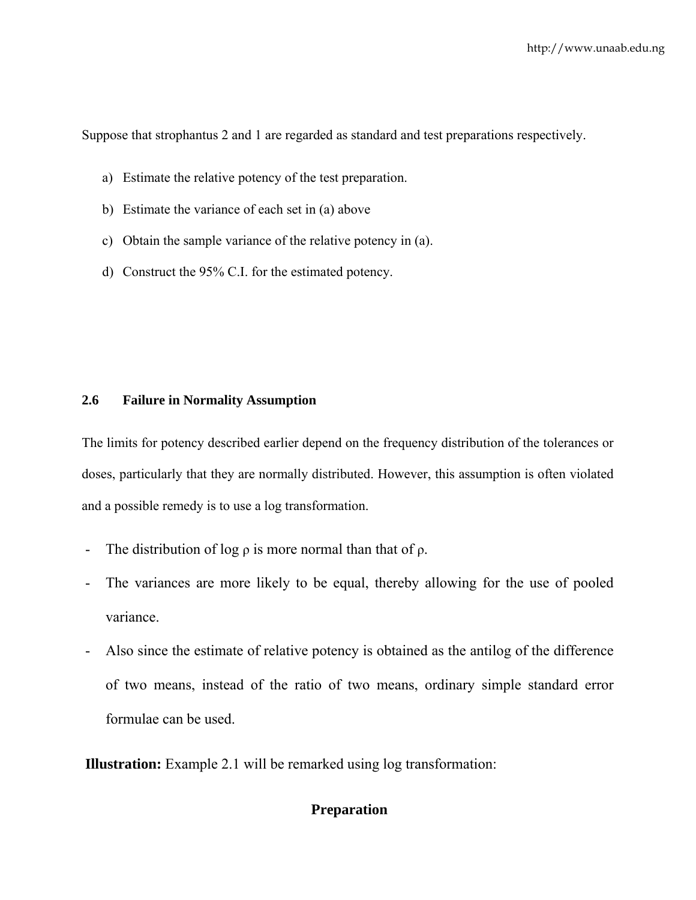Suppose that strophantus 2 and 1 are regarded as standard and test preparations respectively.

a) Estimate the relative potency of the test preparation.
b) Estimate the variance of each set in (a) above
c) Obtain the sample variance of the relative potency in (a).
d) Construct the 95% C.I. for the estimated potency.

### 2.6 Failure in Normality Assumption

The limits for potency described earlier depend on the frequency distribution of the tolerances or doses, particularly that they are normally distributed. However, this assumption is often violated and a possible remedy is to use a log transformation.

- The distribution of log $\rho$ is more normal than that of $\rho$.
- The variances are more likely to be equal, thereby allowing for the use of pooled variance.
- Also since the estimate of relative potency is obtained as the antilog of the difference of two means, instead of the ratio of two means, ordinary simple standard error formulae can be used.

**Illustration:** Example 2.1 will be remarked using log transformation:

**Preparation**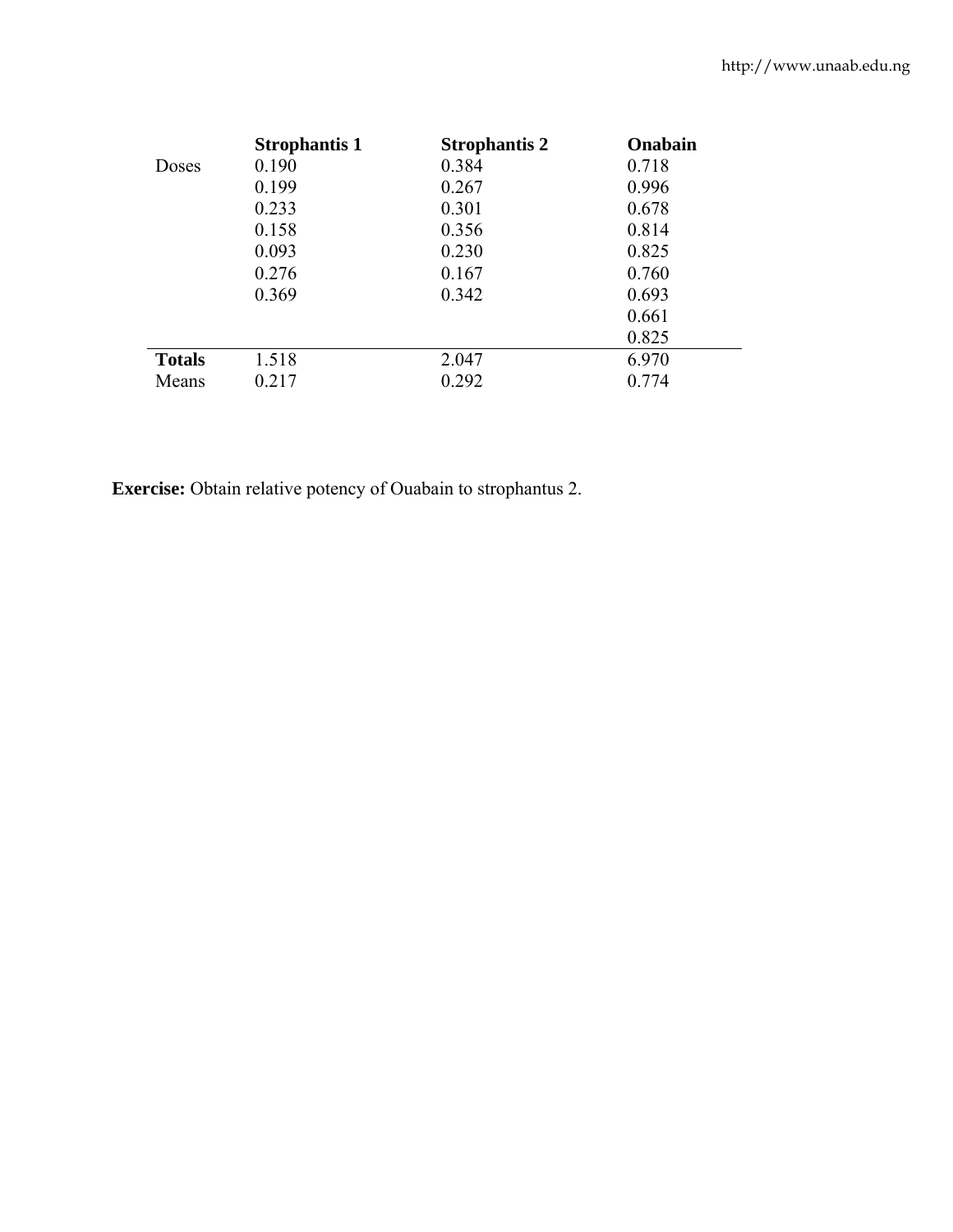| | **Strophantis 1** | **Strophantis 2** | **Onabain** |
|---|---|---|---|
| Doses | 0.190 | 0.384 | 0.718 |
| | 0.199 | 0.267 | 0.996 |
| | 0.233 | 0.301 | 0.678 |
| | 0.158 | 0.356 | 0.814 |
| | 0.093 | 0.230 | 0.825 |
| | 0.276 | 0.167 | 0.760 |
| | 0.369 | 0.342 | 0.693 |
| | | | 0.661 |
| | | | 0.825 |
| **Totals** | 1.518 | 2.047 | 6.970 |
| Means | 0.217 | 0.292 | 0.774 |

**Exercise:** Obtain relative potency of Ouabain to strophantus 2.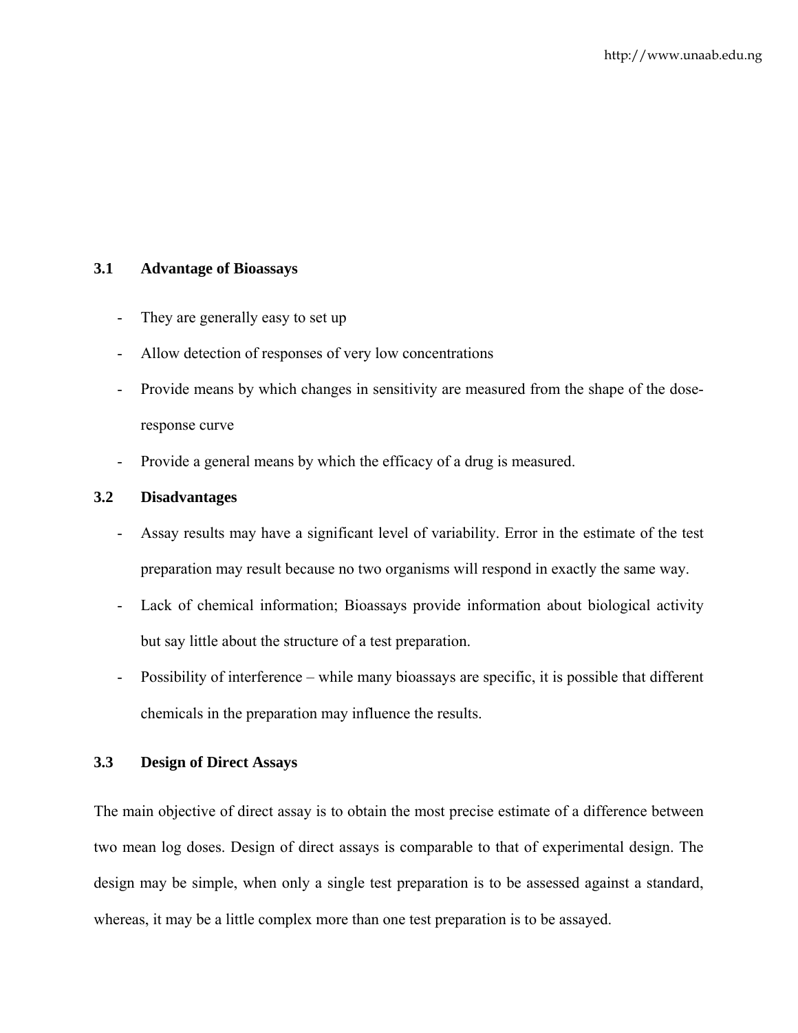### 3.1 Advantage of Bioassays

- They are generally easy to set up
- Allow detection of responses of very low concentrations
- Provide means by which changes in sensitivity are measured from the shape of the dose-response curve
- Provide a general means by which the efficacy of a drug is measured.

### 3.2 Disadvantages

- Assay results may have a significant level of variability. Error in the estimate of the test preparation may result because no two organisms will respond in exactly the same way.
- Lack of chemical information; Bioassays provide information about biological activity but say little about the structure of a test preparation.
- Possibility of interference – while many bioassays are specific, it is possible that different chemicals in the preparation may influence the results.

### 3.3 Design of Direct Assays

The main objective of direct assay is to obtain the most precise estimate of a difference between two mean log doses. Design of direct assays is comparable to that of experimental design. The design may be simple, when only a single test preparation is to be assessed against a standard, whereas, it may be a little complex more than one test preparation is to be assayed.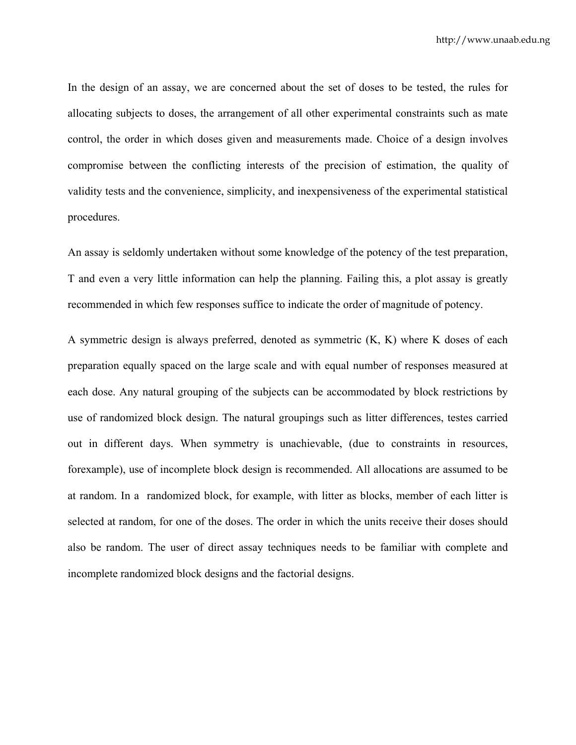In the design of an assay, we are concerned about the set of doses to be tested, the rules for allocating subjects to doses, the arrangement of all other experimental constraints such as mate control, the order in which doses given and measurements made. Choice of a design involves compromise between the conflicting interests of the precision of estimation, the quality of validity tests and the convenience, simplicity, and inexpensiveness of the experimental statistical procedures.

An assay is seldomly undertaken without some knowledge of the potency of the test preparation, T and even a very little information can help the planning. Failing this, a plot assay is greatly recommended in which few responses suffice to indicate the order of magnitude of potency.

A symmetric design is always preferred, denoted as symmetric (K, K) where K doses of each preparation equally spaced on the large scale and with equal number of responses measured at each dose. Any natural grouping of the subjects can be accommodated by block restrictions by use of randomized block design. The natural groupings such as litter differences, testes carried out in different days. When symmetry is unachievable, (due to constraints in resources, forexample), use of incomplete block design is recommended. All allocations are assumed to be at random. In a randomized block, for example, with litter as blocks, member of each litter is selected at random, for one of the doses. The order in which the units receive their doses should also be random. The user of direct assay techniques needs to be familiar with complete and incomplete randomized block designs and the factorial designs.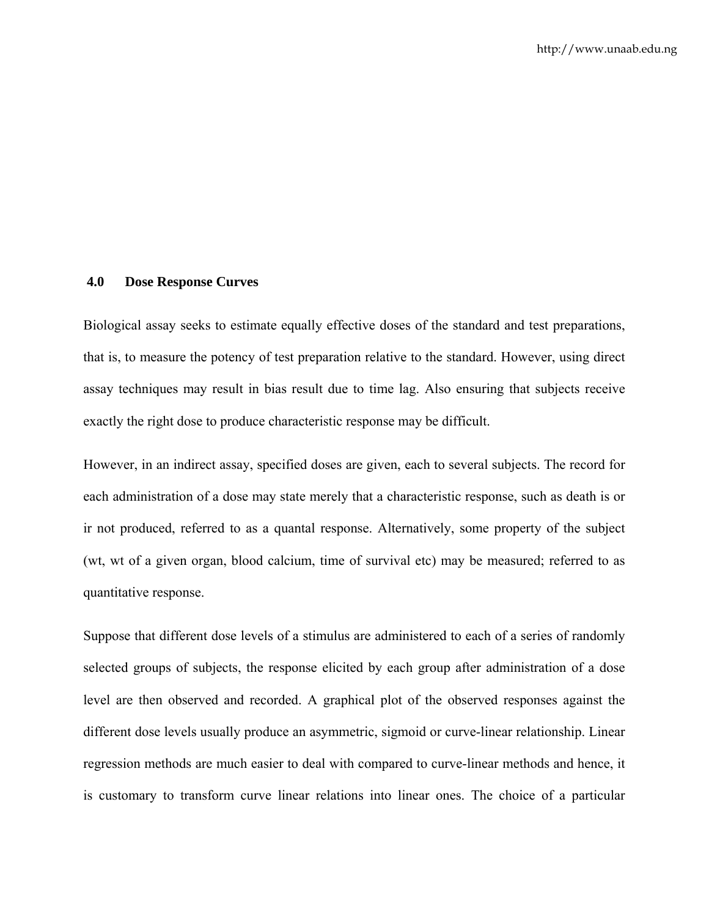## 4.0 Dose Response Curves

Biological assay seeks to estimate equally effective doses of the standard and test preparations, that is, to measure the potency of test preparation relative to the standard. However, using direct assay techniques may result in bias result due to time lag. Also ensuring that subjects receive exactly the right dose to produce characteristic response may be difficult.

However, in an indirect assay, specified doses are given, each to several subjects. The record for each administration of a dose may state merely that a characteristic response, such as death is or ir not produced, referred to as a quantal response. Alternatively, some property of the subject (wt, wt of a given organ, blood calcium, time of survival etc) may be measured; referred to as quantitative response.

Suppose that different dose levels of a stimulus are administered to each of a series of randomly selected groups of subjects, the response elicited by each group after administration of a dose level are then observed and recorded. A graphical plot of the observed responses against the different dose levels usually produce an asymmetric, sigmoid or curve-linear relationship. Linear regression methods are much easier to deal with compared to curve-linear methods and hence, it is customary to transform curve linear relations into linear ones. The choice of a particular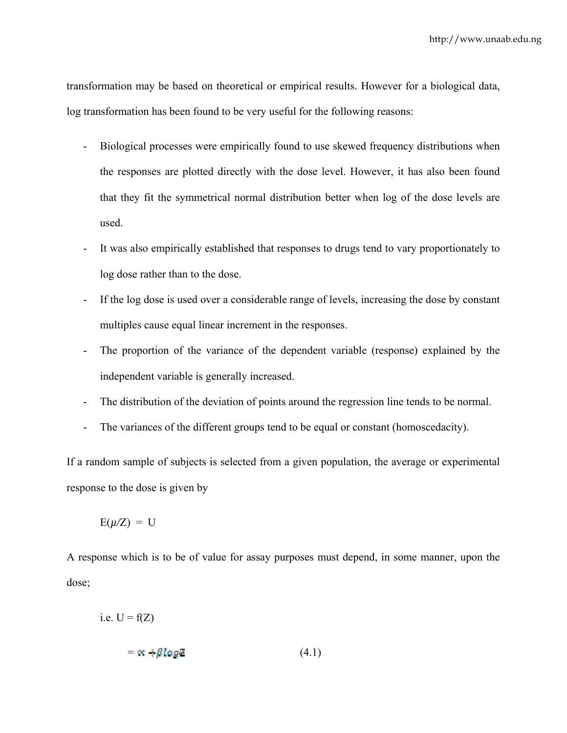transformation may be based on theoretical or empirical results. However for a biological data, log transformation has been found to be very useful for the following reasons:

- Biological processes were empirically found to use skewed frequency distributions when the responses are plotted directly with the dose level. However, it has also been found that they fit the symmetrical normal distribution better when log of the dose levels are used.
- It was also empirically established that responses to drugs tend to vary proportionately to log dose rather than to the dose.
- If the log dose is used over a considerable range of levels, increasing the dose by constant multiples cause equal linear increment in the responses.
- The proportion of the variance of the dependent variable (response) explained by the independent variable is generally increased.
- The distribution of the deviation of points around the regression line tends to be normal.
- The variances of the different groups tend to be equal or constant (homoscedacity).

If a random sample of subjects is selected from a given population, the average or experimental response to the dose is given by

$$E(\mu/Z) = U$$

A response which is to be of value for assay purposes must depend, in some manner, upon the dose;

$$\text{i.e. } U = f(Z)$$

$$= \propto + \beta \log Z \qquad (4.1)$$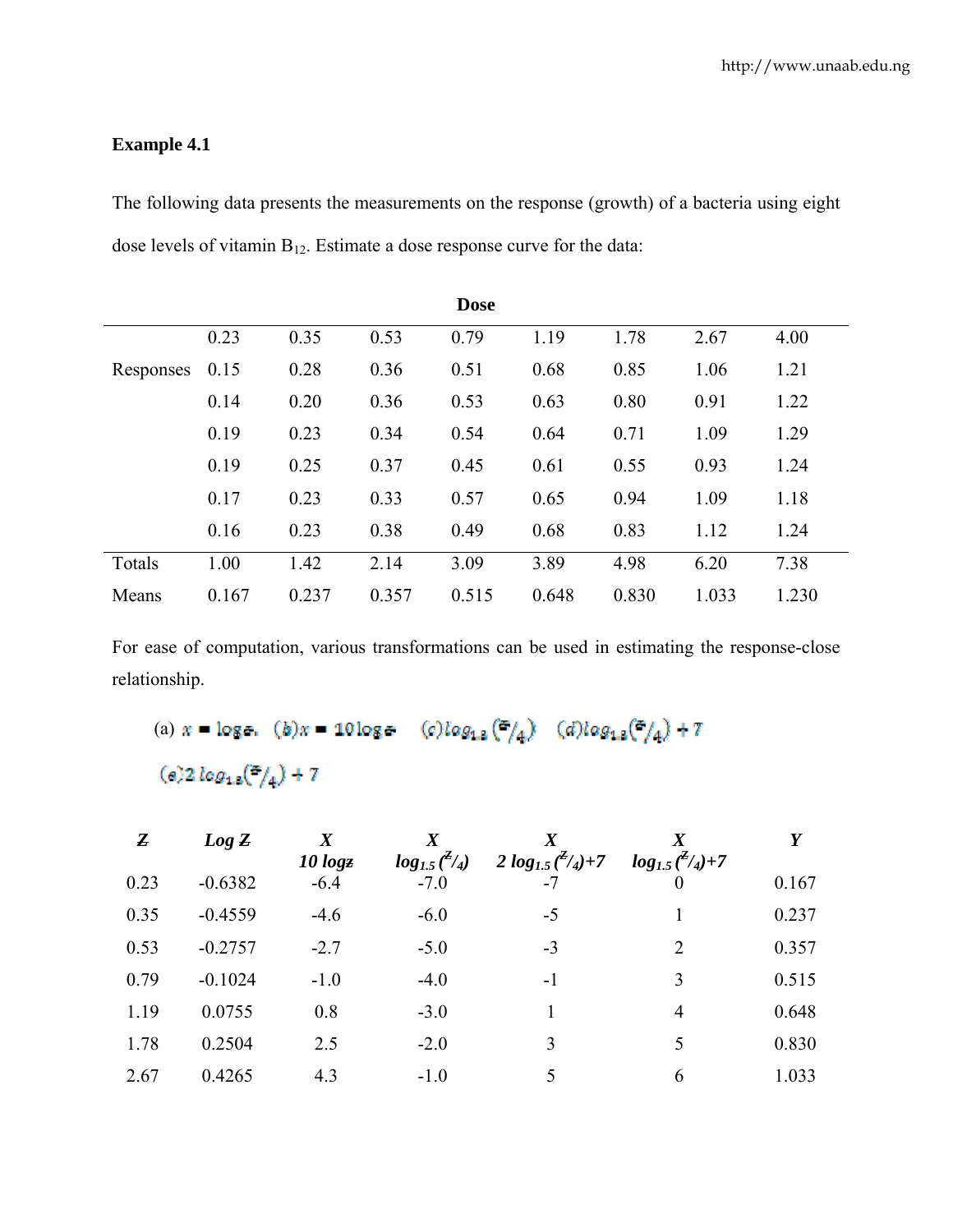**Example 4.1**

The following data presents the measurements on the response (growth) of a bacteria using eight dose levels of vitamin $B_{12}$. Estimate a dose response curve for the data:

| | **Dose** | | | | | | | |
|---|---|---|---|---|---|---|---|---|
| | 0.23 | 0.35 | 0.53 | 0.79 | 1.19 | 1.78 | 2.67 | 4.00 |
| Responses | 0.15 | 0.28 | 0.36 | 0.51 | 0.68 | 0.85 | 1.06 | 1.21 |
| | 0.14 | 0.20 | 0.36 | 0.53 | 0.63 | 0.80 | 0.91 | 1.22 |
| | 0.19 | 0.23 | 0.34 | 0.54 | 0.64 | 0.71 | 1.09 | 1.29 |
| | 0.19 | 0.25 | 0.37 | 0.45 | 0.61 | 0.55 | 0.93 | 1.24 |
| | 0.17 | 0.23 | 0.33 | 0.57 | 0.65 | 0.94 | 1.09 | 1.18 |
| | 0.16 | 0.23 | 0.38 | 0.49 | 0.68 | 0.83 | 1.12 | 1.24 |
| Totals | 1.00 | 1.42 | 2.14 | 3.09 | 3.89 | 4.98 | 6.20 | 7.38 |
| Means | 0.167 | 0.237 | 0.357 | 0.515 | 0.648 | 0.830 | 1.033 | 1.230 |

For ease of computation, various transformations can be used in estimating the response-close relationship.

(a) $x = \log z$, (b) $x = 10 \log z$ (c) $\log_{1.5}(z/4)$ (d) $\log_{1.5}(z/4) + 7$

(e) $2\log_{1.5}(z/4) + 7$

| $Z$ | $\log Z$ | $X$ <br> $10 \log z$ | $X$ <br> $\log_{1.5}(z/4)$ | $X$ <br> $2\log_{1.5}(z/4)+7$ | $X$ <br> $\log_{1.5}(z/4)+7$ | $Y$ |
|---|---|---|---|---|---|---|
| 0.23 | -0.6382 | -6.4 | -7.0 | -7 | 0 | 0.167 |
| 0.35 | -0.4559 | -4.6 | -6.0 | -5 | 1 | 0.237 |
| 0.53 | -0.2757 | -2.7 | -5.0 | -3 | 2 | 0.357 |
| 0.79 | -0.1024 | -1.0 | -4.0 | -1 | 3 | 0.515 |
| 1.19 | 0.0755 | 0.8 | -3.0 | 1 | 4 | 0.648 |
| 1.78 | 0.2504 | 2.5 | -2.0 | 3 | 5 | 0.830 |
| 2.67 | 0.4265 | 4.3 | -1.0 | 5 | 6 | 1.033 |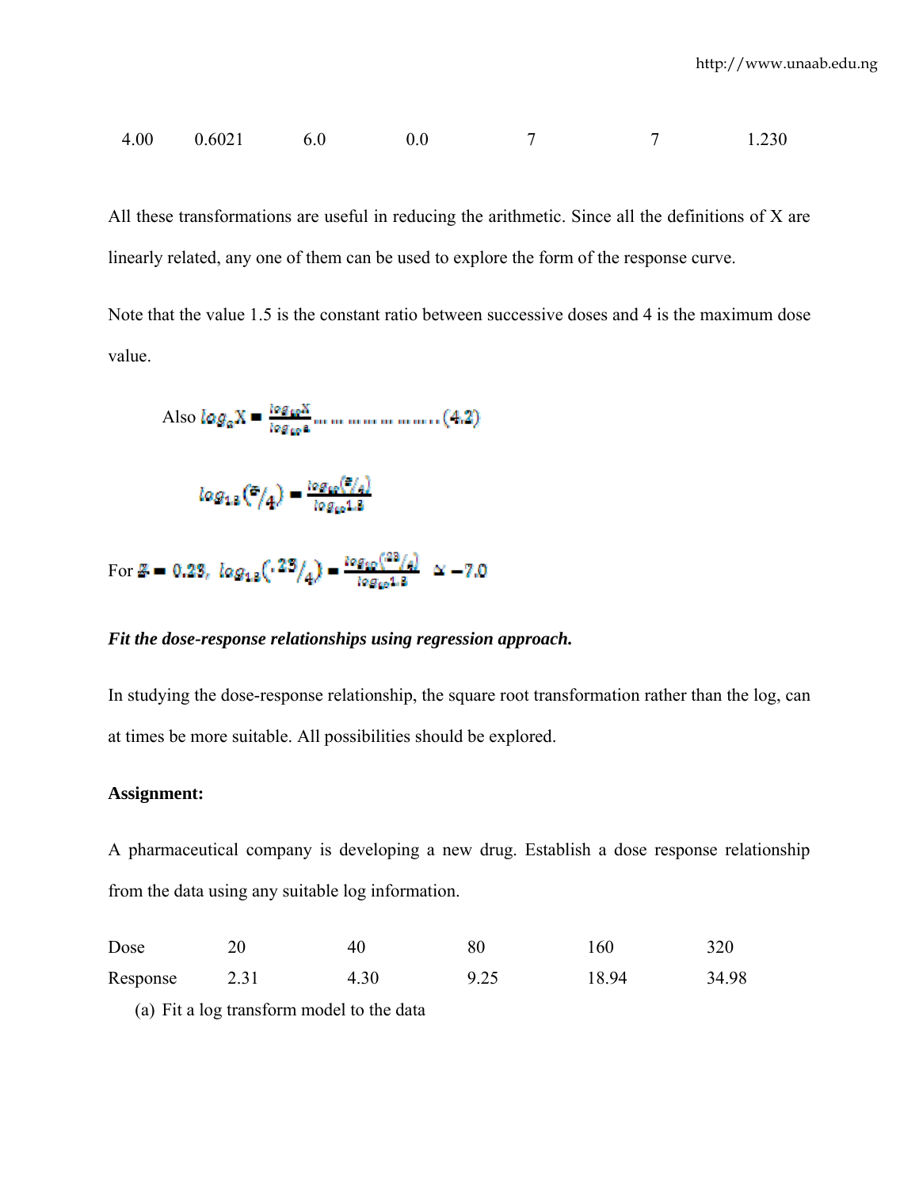| 4.00 | 0.6021 | 6.0 | 0.0 | 7 | 7 | 1.230 |
|---|---|---|---|---|---|---|

All these transformations are useful in reducing the arithmetic. Since all the definitions of X are linearly related, any one of them can be used to explore the form of the response curve.

Note that the value 1.5 is the constant ratio between successive doses and 4 is the maximum dose value.

Also $\log_a X = \frac{\log_{10} X}{\log_{10} a}$ ………………………(4.2)

$$\log_{1.5}\left(\frac{z}{4}\right) = \frac{\log_{10}\left(\frac{z}{4}\right)}{\log_{10} 1.5}$$

For $z = 0.23$, $\log_{1.5}\left(\frac{.23}{4}\right) = \frac{\log_{10}\left(\frac{.23}{4}\right)}{\log_{10} 1.5} \simeq -7.0$

***Fit the dose-response relationships using regression approach.***

In studying the dose-response relationship, the square root transformation rather than the log, can at times be more suitable. All possibilities should be explored.

**Assignment:**

A pharmaceutical company is developing a new drug. Establish a dose response relationship from the data using any suitable log information.

| Dose | 20 | 40 | 80 | 160 | 320 |
|---|---|---|---|---|---|
| Response | 2.31 | 4.30 | 9.25 | 18.94 | 34.98 |

(a) Fit a log transform model to the data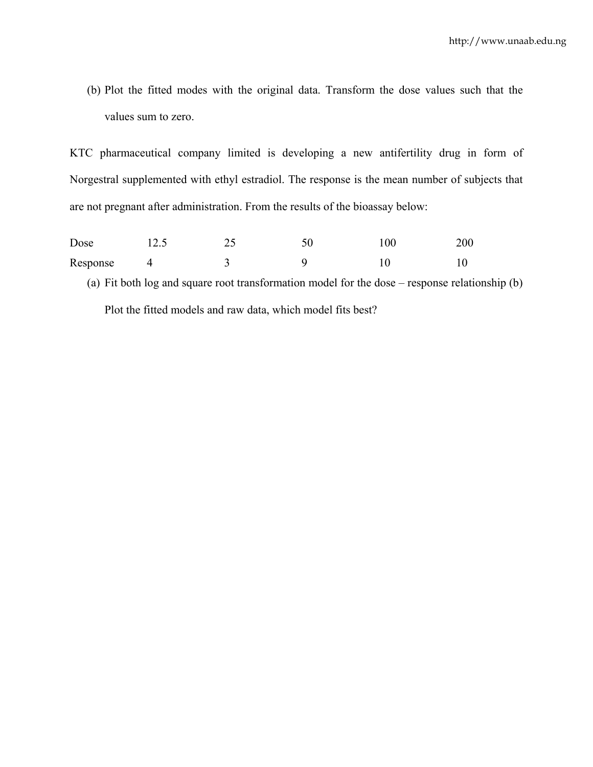(b) Plot the fitted modes with the original data. Transform the dose values such that the values sum to zero.

KTC pharmaceutical company limited is developing a new antifertility drug in form of Norgestral supplemented with ethyl estradiol. The response is the mean number of subjects that are not pregnant after administration. From the results of the bioassay below:

| Dose | 12.5 | 25 | 50 | 100 | 200 |
|---|---|---|---|---|---|
| Response | 4 | 3 | 9 | 10 | 10 |

(a) Fit both log and square root transformation model for the dose – response relationship (b) Plot the fitted models and raw data, which model fits best?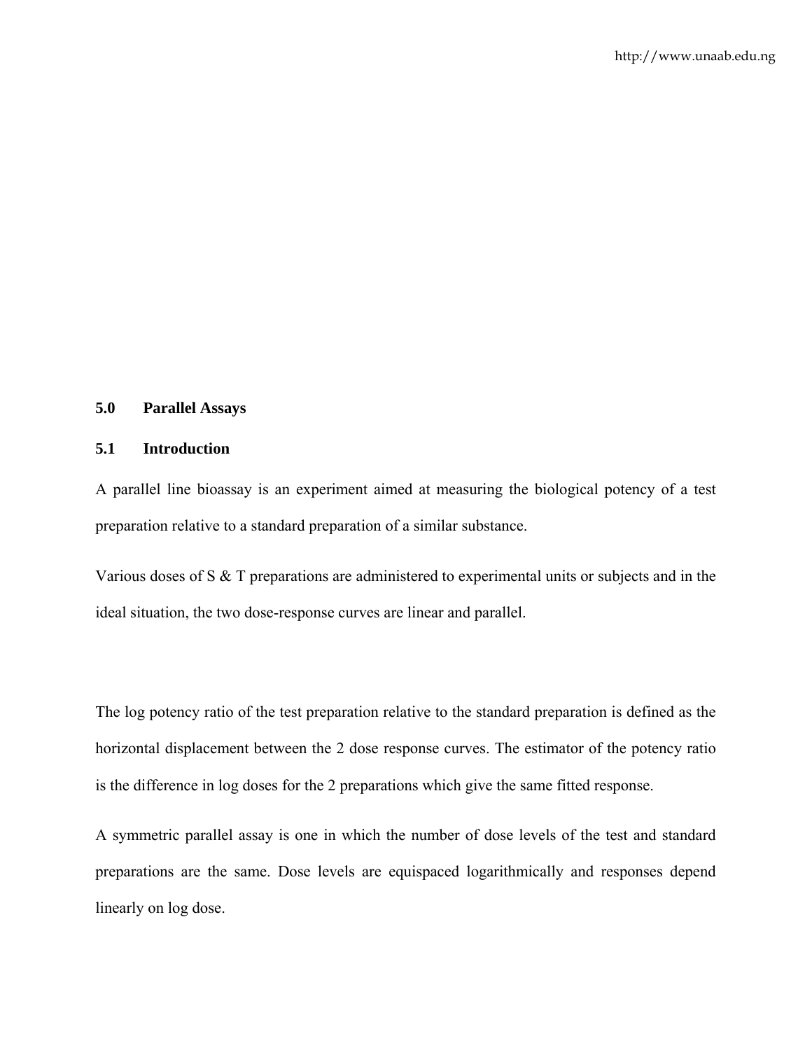## 5.0 Parallel Assays

### 5.1 Introduction

A parallel line bioassay is an experiment aimed at measuring the biological potency of a test preparation relative to a standard preparation of a similar substance.

Various doses of S & T preparations are administered to experimental units or subjects and in the ideal situation, the two dose-response curves are linear and parallel.

The log potency ratio of the test preparation relative to the standard preparation is defined as the horizontal displacement between the 2 dose response curves. The estimator of the potency ratio is the difference in log doses for the 2 preparations which give the same fitted response.

A symmetric parallel assay is one in which the number of dose levels of the test and standard preparations are the same. Dose levels are equispaced logarithmically and responses depend linearly on log dose.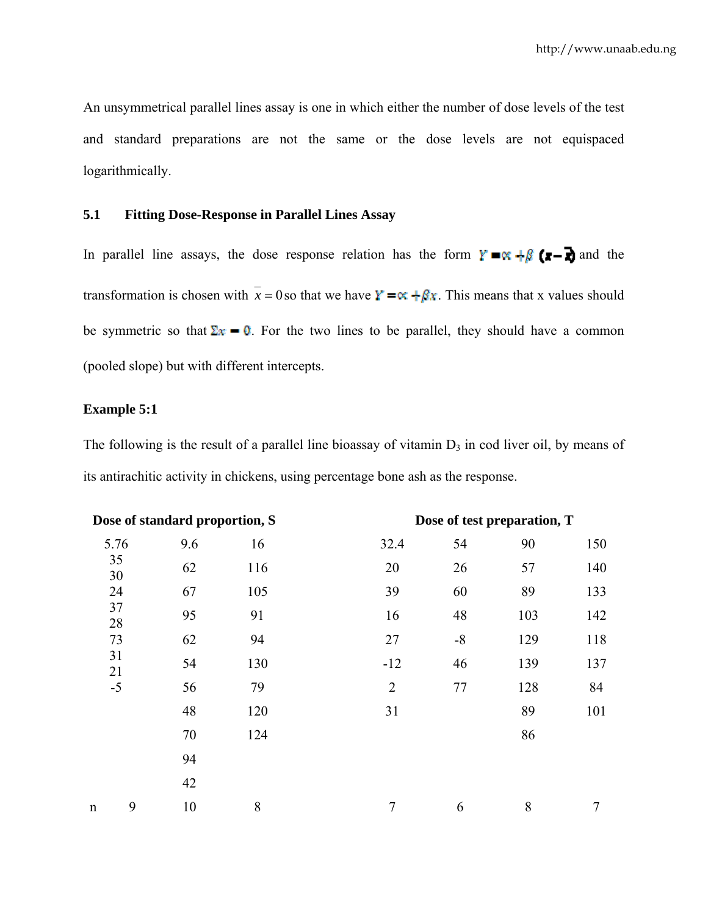An unsymmetrical parallel lines assay is one in which either the number of dose levels of the test and standard preparations are not the same or the dose levels are not equispaced logarithmically.

### 5.1 Fitting Dose-Response in Parallel Lines Assay

In parallel line assays, the dose response relation has the form $Y = \alpha + \beta(x - \bar{x})$ and the transformation is chosen with $\bar{x} = 0$ so that we have $Y = \alpha + \beta x$. This means that x values should be symmetric so that $\sum x = 0$. For the two lines to be parallel, they should have a common (pooled slope) but with different intercepts.

**Example 5:1**

The following is the result of a parallel line bioassay of vitamin $D_3$ in cod liver oil, by means of its antirachitic activity in chickens, using percentage bone ash as the response.

| | **Dose of standard proportion, S** | | | **Dose of test preparation, T** | | | |
|---|---|---|---|---|---|---|---|
| | 5.76 | 9.6 | 16 | 32.4 | 54 | 90 | 150 |
| | 35 | 62 | 116 | 20 | 26 | 57 | 140 |
| | 30 | 67 | 105 | 39 | 60 | 89 | 133 |
| | 24 | 95 | 91 | 16 | 48 | 103 | 142 |
| | 37 | 62 | 94 | 27 | -8 | 129 | 118 |
| | 28 | 54 | 130 | -12 | 46 | 139 | 137 |
| | 73 | 56 | 79 | 2 | 77 | 128 | 84 |
| | 31 | 48 | 120 | 31 | | 89 | 101 |
| | 21 | 70 | 124 | | | 86 | |
| | -5 | 94 | | | | | |
| | | 42 | | | | | |
| n | 9 | 10 | 8 | 7 | 6 | 8 | 7 |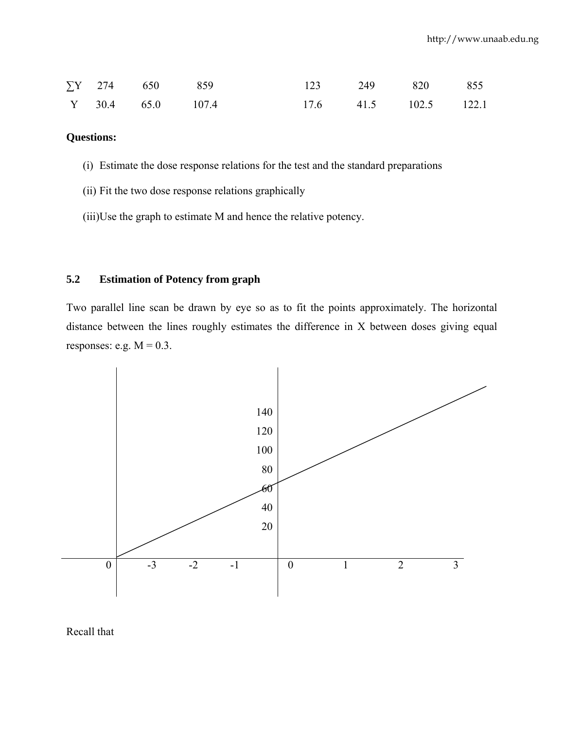| $\sum Y$ | 274 | 650 | 859 | | 123 | 249 | 820 | 855 |
|---|---|---|---|---|---|---|---|---|
| $Y$ | 30.4 | 65.0 | 107.4 | | 17.6 | 41.5 | 102.5 | 122.1 |

**Questions:**

(i) Estimate the dose response relations for the test and the standard preparations

(ii) Fit the two dose response relations graphically

(iii)Use the graph to estimate M and hence the relative potency.

### 5.2 Estimation of Potency from graph

Two parallel line scan be drawn by eye so as to fit the points approximately. The horizontal distance between the lines roughly estimates the difference in X between doses giving equal responses: e.g. M = 0.3.

Recall that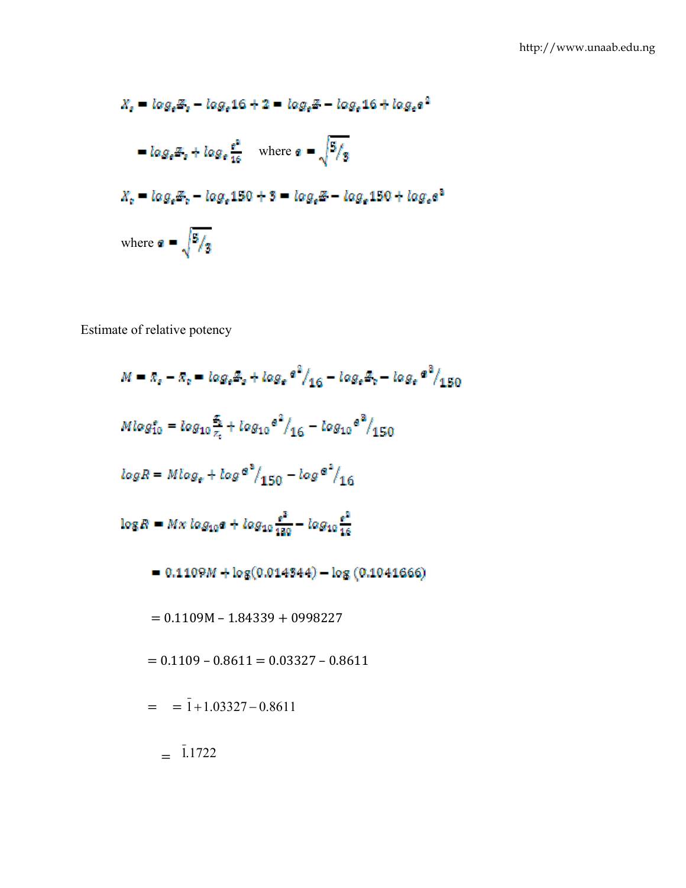$$X_s = log_e Z_s - log_e 16 + 2 = log_e Z - log_e 16 + log_e e^2$$

$$= log_e Z_s + log_e \frac{e^2}{16} \quad \text{where } e = \sqrt{5/3}$$

$$X_t = log_e Z_t - log_e 150 + 3 = log_e Z - log_e 150 + log_e e^3$$

where $e = \sqrt{5/3}$

Estimate of relative potency

$$M = \bar{x}_s - \bar{x}_t = log_e Z_s + log_e e^2/_{16} - log_e Z_t - log_e e^3/_{150}$$

$$M log_{10}^e = log_{10} \frac{Z_s}{Z_t} + log_{10} e^2/_{16} - log_{10} e^3/_{150}$$

$$log R = M log_e + log\, e^3/_{150} - log\, e^2/_{16}$$

$$\log R = Mx\, log_{10} e + log_{10} \frac{e^3}{150} - log_{10} \frac{e^2}{16}$$

$$= 0.1109M + \log(0.014344) - \log(0.1041666)$$

$$= 0.1109M - 1.84339 + 0998227$$

$$= 0.1109 - 0.8611 = 0.03327 - 0.8611$$

$$= \;= \bar{1} + 1.03327 - 0.8611$$

$$= \bar{1}.1722$$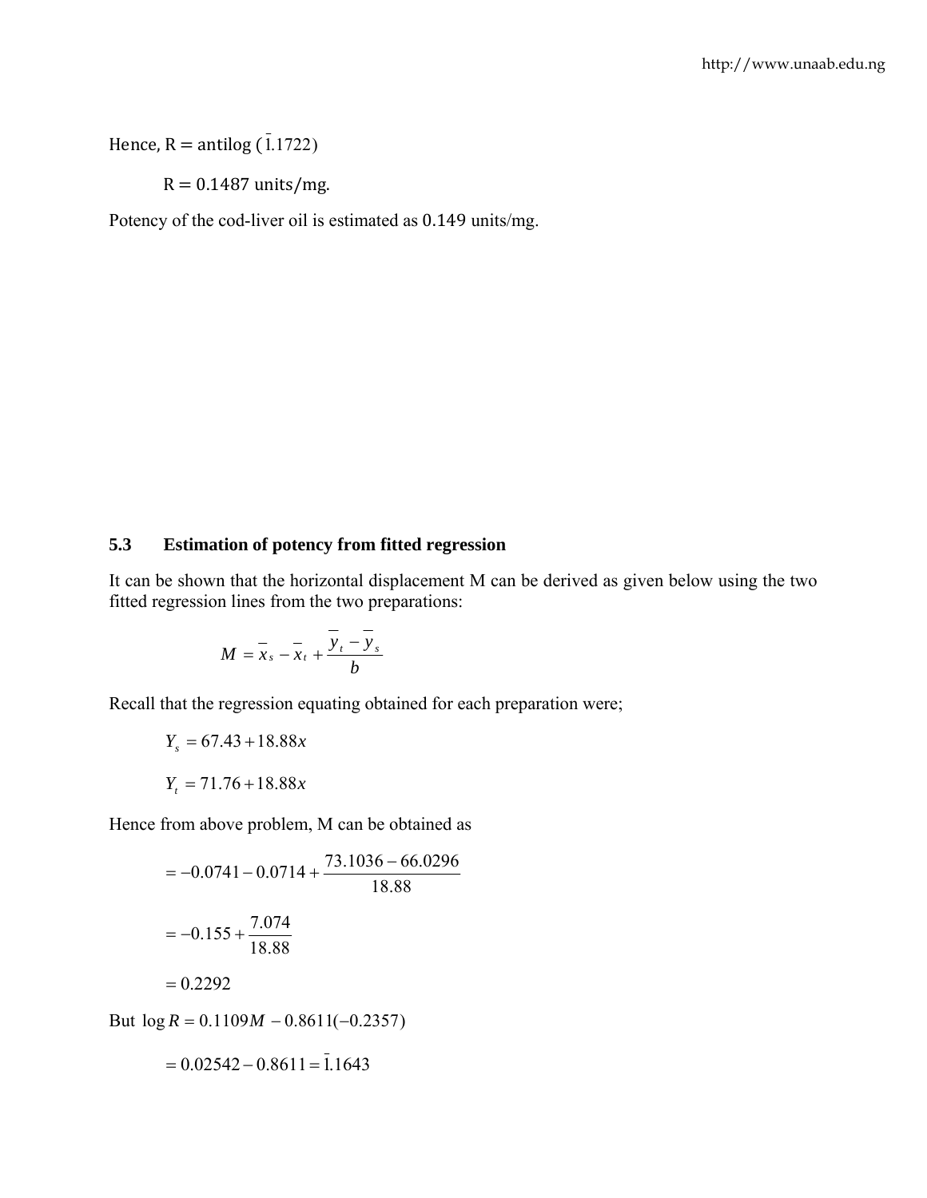Hence, R = antilog ($\bar{1}.1722$)

R = 0.1487 units/mg.

Potency of the cod-liver oil is estimated as 0.149 units/mg.

### 5.3 Estimation of potency from fitted regression

It can be shown that the horizontal displacement M can be derived as given below using the two fitted regression lines from the two preparations:

$$M = \bar{x}_s - \bar{x}_t + \frac{\bar{y}_t - \bar{y}_s}{b}$$

Recall that the regression equating obtained for each preparation were;

$$Y_s = 67.43 + 18.88x$$

$$Y_t = 71.76 + 18.88x$$

Hence from above problem, M can be obtained as

$$= -0.0741 - 0.0714 + \frac{73.1036 - 66.0296}{18.88}$$

$$= -0.155 + \frac{7.074}{18.88}$$

$$= 0.2292$$

But $\log R = 0.1109M - 0.8611(-0.2357)$

$$= 0.02542 - 0.8611 = \bar{1}.1643$$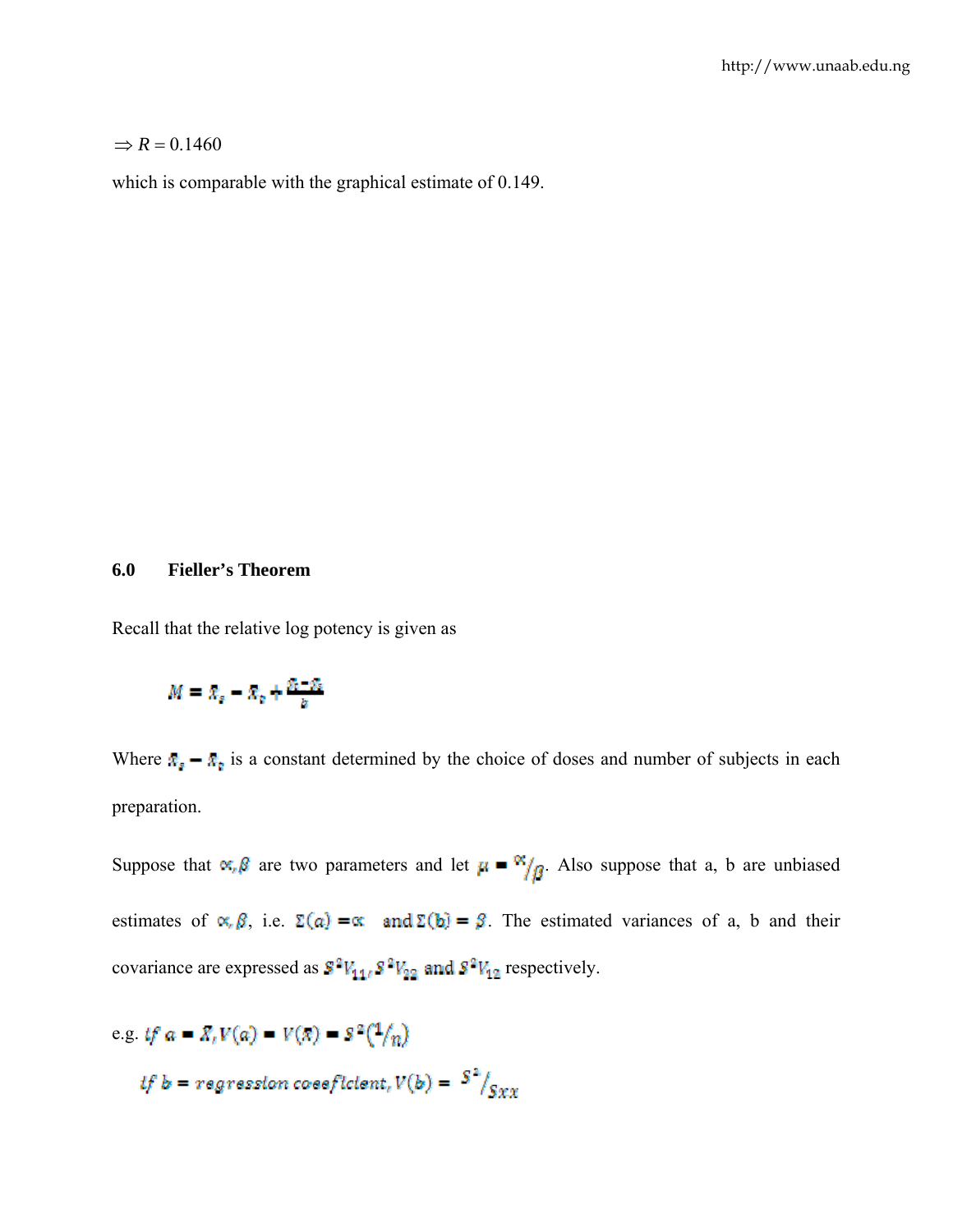$\Rightarrow R = 0.1460$

which is comparable with the graphical estimate of 0.149.

## 6.0 Fieller's Theorem

Recall that the relative log potency is given as

$$M = \bar{x}_s - \bar{x}_t + \frac{\bar{y}_t - \bar{y}_s}{b}$$

Where $\bar{x}_s - \bar{x}_t$ is a constant determined by the choice of doses and number of subjects in each preparation.

Suppose that $\alpha, \beta$ are two parameters and let $\mu = \alpha/\beta$. Also suppose that a, b are unbiased estimates of $\alpha, \beta$, i.e. $\Sigma(a) = \alpha$ and $\Sigma(b) = \beta$. The estimated variances of a, b and their covariance are expressed as $S^2V_{11}, S^2V_{22}$ and $S^2V_{12}$ respectively.

e.g. $if\ a = \bar{X}, V(a) = V(\bar{x}) = S^2(1/n)$

$if\ b = regression\ coefficient, V(b) = S^2/Sxx$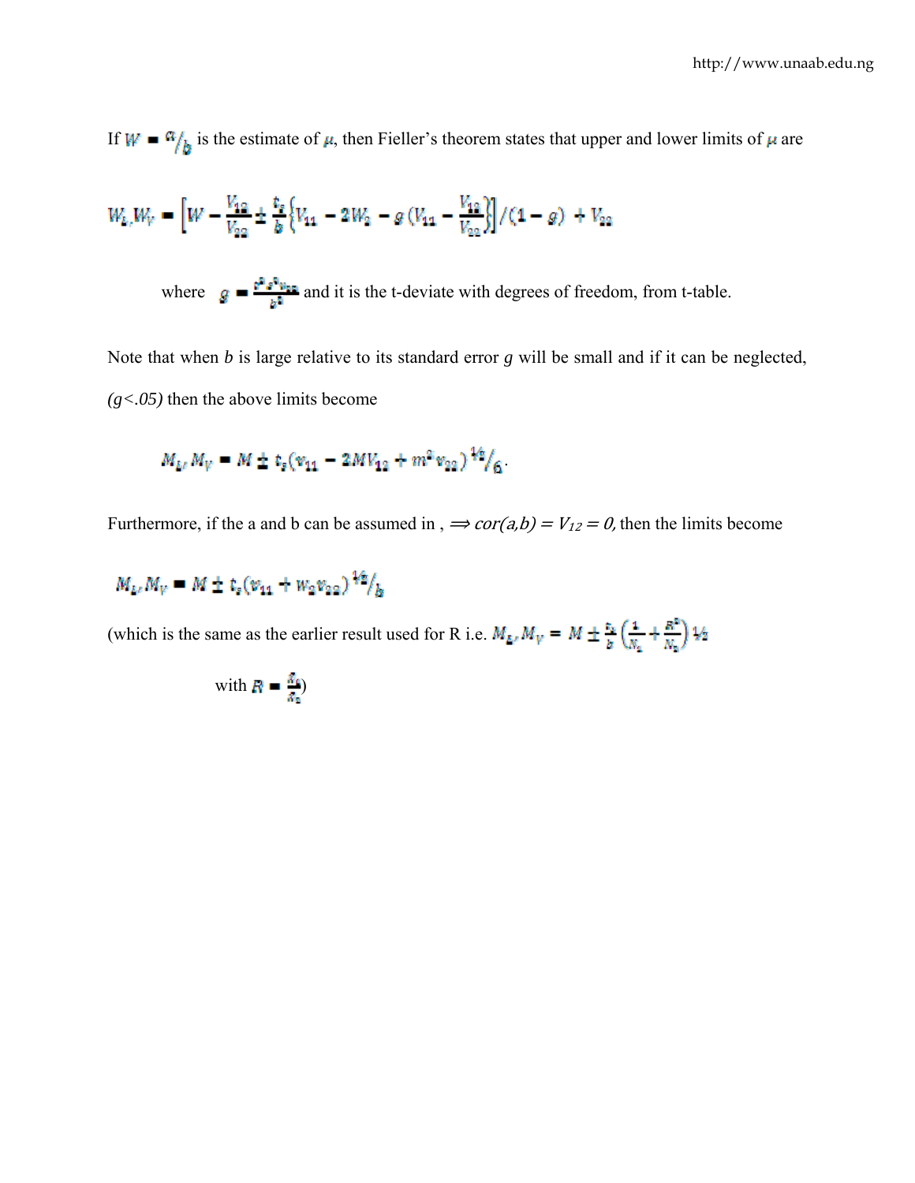If $W = a/_b$ is the estimate of $\mu$, then Fieller's theorem states that upper and lower limits of $\mu$ are

$$W_L, W_V = \left[W - \frac{V_{12}}{V_{22}} \pm \frac{t_s}{b}\left\{V_{11} - 2W_2 - g\left(V_{11} - \frac{V_{12}}{V_{22}}\right\}\right]/(1-g) + V_{22}$$

where $g = \frac{t^2 s^2 v_{22}}{b^2}$ and it is the t-deviate with degrees of freedom, from t-table.

Note that when *b* is large relative to its standard error *g* will be small and if it can be neglected, *(g<.05)* then the above limits become

$$M_L, M_V = M \pm t_s(v_{11} - 2MV_{12} + m^2 v_{22})^{1/2}/_6.$$

Furthermore, if the a and b can be assumed in , $\Longrightarrow$ *cor(a,b) =* $V_{12} = 0$, then the limits become

$$M_L, M_V = M \pm t_s(v_{11} + w_2 v_{22})^{1/2}/_b$$

(which is the same as the earlier result used for R i.e. $M_L, M_V = M \pm \frac{t_s}{b}\left(\frac{1}{N_1} + \frac{R^2}{N_2}\right)^{1/2}$

with $R = \frac{\bar{x}_1}{\bar{x}_2}$)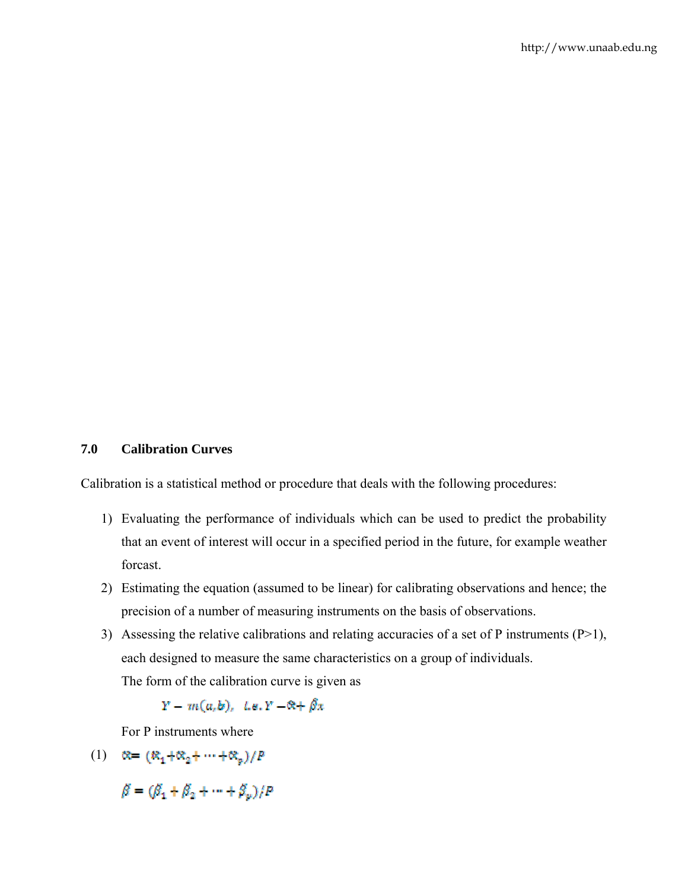## 7.0 Calibration Curves

Calibration is a statistical method or procedure that deals with the following procedures:

1) Evaluating the performance of individuals which can be used to predict the probability that an event of interest will occur in a specified period in the future, for example weather forcast.
2) Estimating the equation (assumed to be linear) for calibrating observations and hence; the precision of a number of measuring instruments on the basis of observations.
3) Assessing the relative calibrations and relating accuracies of a set of P instruments (P>1), each designed to measure the same characteristics on a group of individuals.

   The form of the calibration curve is given as

   $$Y - m(a,b), \quad i.e. \; Y - \alpha + \beta x$$

   For P instruments where

(1) $$\alpha = (\alpha_1 + \alpha_2 + \cdots + \alpha_p)/P$$

$$\beta = (\beta_1 + \beta_2 + \cdots + \beta_p)/P$$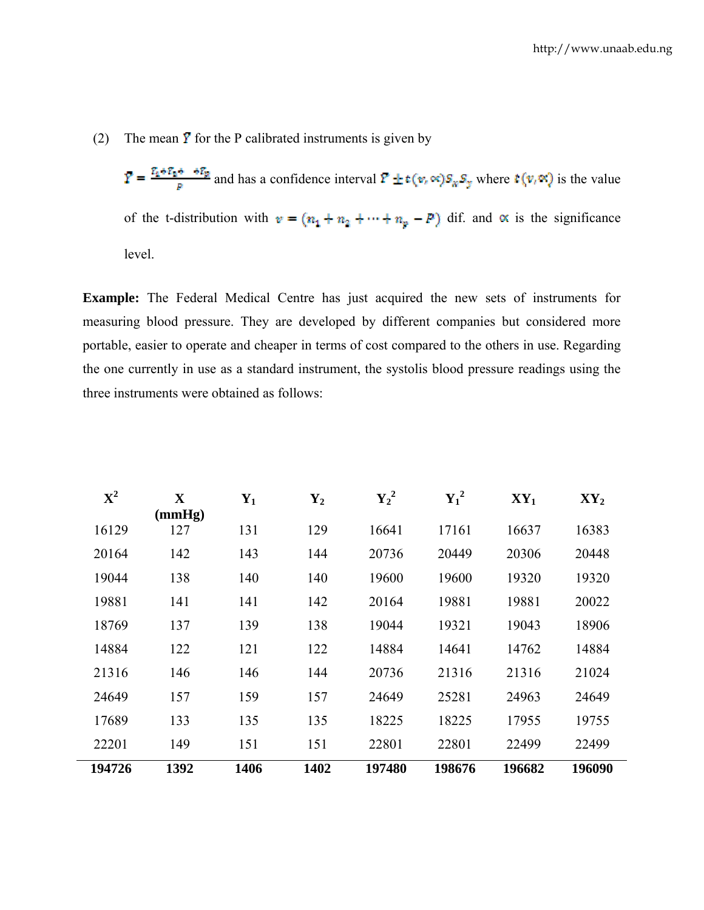(2) The mean $\bar{Y}$ for the P calibrated instruments is given by

$\bar{Y} = \frac{\bar{Y}_1 + \bar{Y}_2 + \cdots + \bar{Y}_P}{P}$ and has a confidence interval $\bar{Y} \pm t(v, \alpha) S_x S_y$ where $t(v, \alpha)$ is the value of the t-distribution with $v = (n_1 + n_2 + \cdots + n_p - P)$ dif. and $\alpha$ is the significance level.

**Example:** The Federal Medical Centre has just acquired the new sets of instruments for measuring blood pressure. They are developed by different companies but considered more portable, easier to operate and cheaper in terms of cost compared to the others in use. Regarding the one currently in use as a standard instrument, the systolis blood pressure readings using the three instruments were obtained as follows:

| $X^2$ | X (mmHg) | $Y_1$ | $Y_2$ | $Y_2^2$ | $Y_1^2$ | $XY_1$ | $XY_2$ |
|---|---|---|---|---|---|---|---|
| 16129 | 127 | 131 | 129 | 16641 | 17161 | 16637 | 16383 |
| 20164 | 142 | 143 | 144 | 20736 | 20449 | 20306 | 20448 |
| 19044 | 138 | 140 | 140 | 19600 | 19600 | 19320 | 19320 |
| 19881 | 141 | 141 | 142 | 20164 | 19881 | 19881 | 20022 |
| 18769 | 137 | 139 | 138 | 19044 | 19321 | 19043 | 18906 |
| 14884 | 122 | 121 | 122 | 14884 | 14641 | 14762 | 14884 |
| 21316 | 146 | 146 | 144 | 20736 | 21316 | 21316 | 21024 |
| 24649 | 157 | 159 | 157 | 24649 | 25281 | 24963 | 24649 |
| 17689 | 133 | 135 | 135 | 18225 | 18225 | 17955 | 19755 |
| 22201 | 149 | 151 | 151 | 22801 | 22801 | 22499 | 22499 |
| **194726** | **1392** | **1406** | **1402** | **197480** | **198676** | **196682** | **196090** |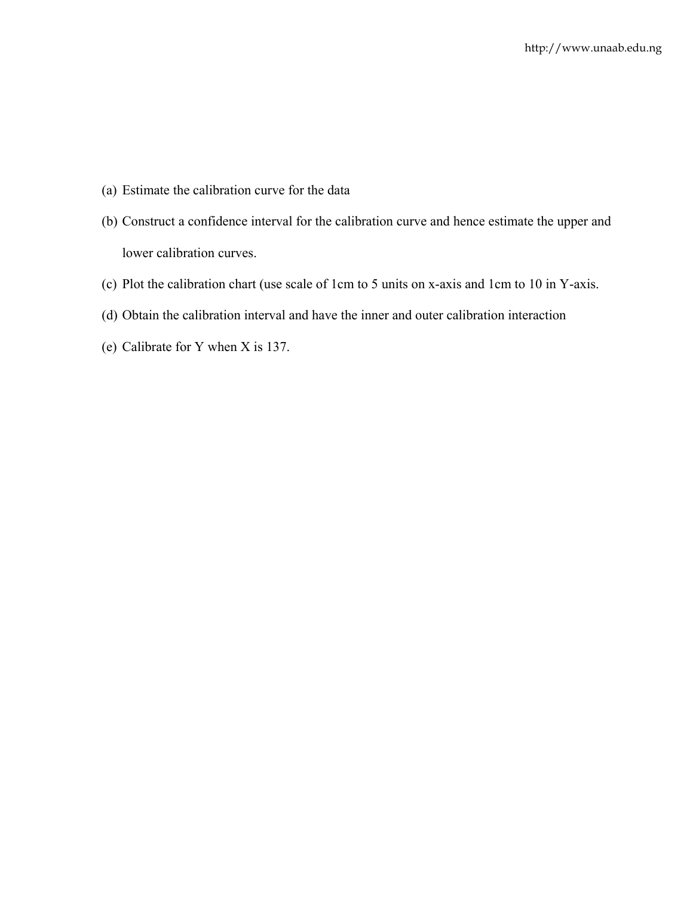(a) Estimate the calibration curve for the data

(b) Construct a confidence interval for the calibration curve and hence estimate the upper and lower calibration curves.

(c) Plot the calibration chart (use scale of 1cm to 5 units on x-axis and 1cm to 10 in Y-axis.

(d) Obtain the calibration interval and have the inner and outer calibration interaction

(e) Calibrate for Y when X is 137.